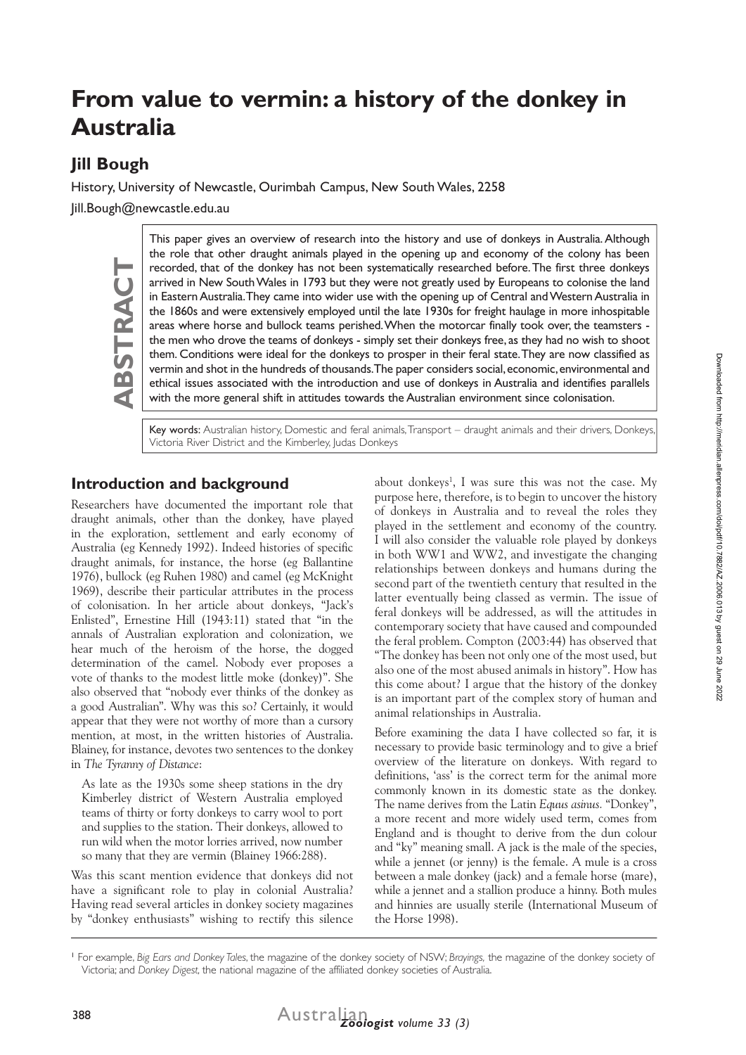# From value to vermin: a history of the donkey in Australia

## Jill Bough

History, University of Newcastle, Ourimbah Campus, New South Wales, 2258

Jill.Bough@newcastle.edu.au

**ABSTRACT**

This paper gives an overview of research into the history and use of donkeys in Australia. Although the role that other draught animals played in the opening up and economy of the colony has been recorded, that of the donkey has not been systematically researched before. The first three donkeys arrived in New South Wales in 1793 but they were not greatly used by Europeans to colonise the land in Eastern Australia. They came into wider use with the opening up of Central and Western Australia in the 1860s and were extensively employed until the late 1930s for freight haulage in more inhospitable areas where horse and bullock teams perished. When the motorcar finally took over, the teamsters - the men who drove the teams of donkeys - simply set their donkeys free, as they had no wish to shoot them. Conditions were ideal for the donkeys to prosper in their feral state. They are now classified as vermin and shot in the hundreds of thousands. The paper considers social, economic, environmental and ethical issues associated with the introduction and use of donkeys in Australia and identifies parallels with the more general shift in attitudes towards the Australian environment since colonisation.

Key words: Australian history, Domestic and feral animals, Transport – draught animals and their drivers, Donkeys, Victoria River District and the Kimberley, Judas Donkeys

## Introduction and background

Researchers have documented the important role that draught animals, other than the donkey, have played in the exploration, settlement and early economy of Australia (eg Kennedy 1992). Indeed histories of specific draught animals, for instance, the horse (eg Ballantine 1976), bullock (eg Ruhen 1980) and camel (eg McKnight 1969), describe their particular attributes in the process of colonisation. In her article about donkeys, "Jack's Enlisted", Ernestine Hill (1943:11) stated that "in the annals of Australian exploration and colonization, we hear much of the heroism of the horse, the dogged determination of the camel. Nobody ever proposes a vote of thanks to the modest little moke (donkey)". She also observed that "nobody ever thinks of the donkey as a good Australian". Why was this so? Certainly, it would appear that they were not worthy of more than a cursory mention, at most, in the written histories of Australia. Blainey, for instance, devotes two sentences to the donkey in *The Tyranny of Distance*:

> As late as the 1930s some sheep stations in the dry Kimberley district of Western Australia employed teams of thirty or forty donkeys to carry wool to port and supplies to the station. Their donkeys, allowed to run wild when the motor lorries arrived, now number so many that they are vermin (Blainey 1966:288).

Was this scant mention evidence that donkeys did not have a significant role to play in colonial Australia? Having read several articles in donkey society magazines by "donkey enthusiasts" wishing to rectify this silence about donkeys[1], I was sure this was not the case. My purpose here, therefore, is to begin to uncover the history of donkeys in Australia and to reveal the roles they played in the settlement and economy of the country. I will also consider the valuable role played by donkeys in both WW1 and WW2, and investigate the changing relationships between donkeys and humans during the second part of the twentieth century that resulted in the latter eventually being classed as vermin. The issue of feral donkeys will be addressed, as will the attitudes in contemporary society that have caused and compounded the feral problem. Compton (2003:44) has observed that "The donkey has been not only one of the most used, but also one of the most abused animals in history". How has this come about? I argue that the history of the donkey is an important part of the complex story of human and animal relationships in Australia.

Before examining the data I have collected so far, it is necessary to provide basic terminology and to give a brief overview of the literature on donkeys. With regard to definitions, 'ass' is the correct term for the animal more commonly known in its domestic state as the donkey. The name derives from the Latin *Equus asinus*. "Donkey", a more recent and more widely used term, comes from England and is thought to derive from the dun colour and "ky" meaning small. A jack is the male of the species, while a jennet (or jenny) is the female. A mule is a cross between a male donkey (jack) and a female horse (mare), while a jennet and a stallion produce a hinny. Both mules and hinnies are usually sterile (International Museum of the Horse 1998).

[1] For example, *Big Ears and Donkey Tales*, the magazine of the donkey society of NSW; *Brayings*, the magazine of the donkey society of Victoria; and *Donkey Digest*, the national magazine of the affiliated donkey societies of Australia.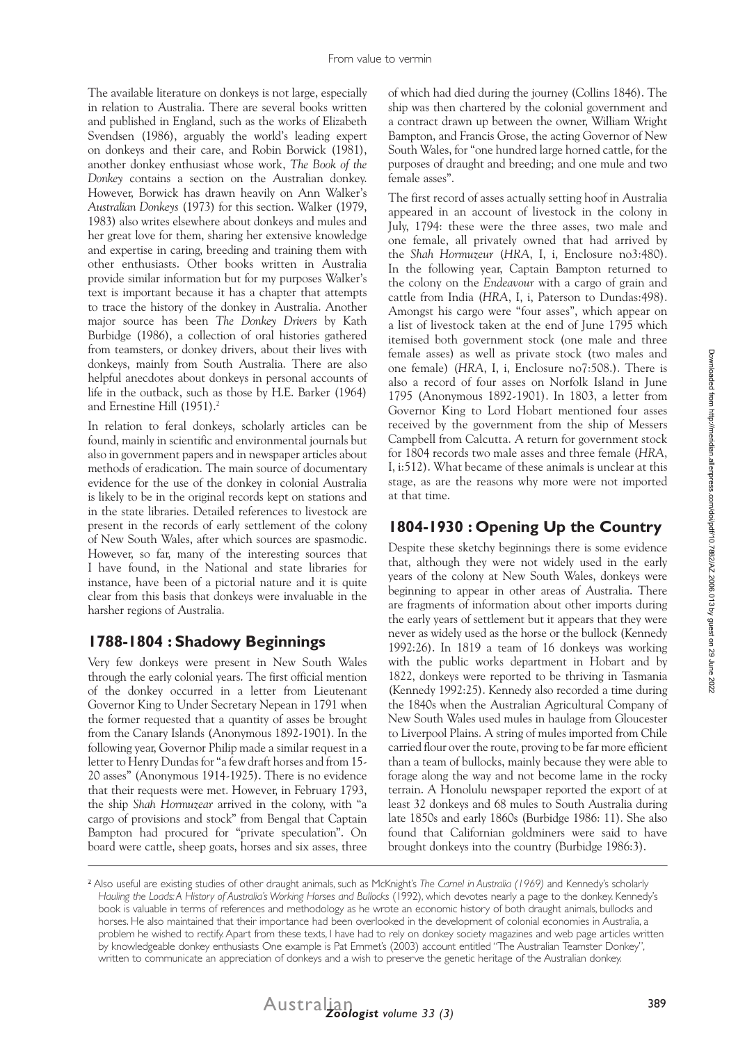The available literature on donkeys is not large, especially in relation to Australia. There are several books written and published in England, such as the works of Elizabeth Svendsen (1986), arguably the world's leading expert on donkeys and their care, and Robin Borwick (1981), another donkey enthusiast whose work, *The Book of the Donkey* contains a section on the Australian donkey. However, Borwick has drawn heavily on Ann Walker's *Australian Donkeys* (1973) for this section. Walker (1979, 1983) also writes elsewhere about donkeys and mules and her great love for them, sharing her extensive knowledge and expertise in caring, breeding and training them with other enthusiasts. Other books written in Australia provide similar information but for my purposes Walker's text is important because it has a chapter that attempts to trace the history of the donkey in Australia. Another major source has been *The Donkey Drivers* by Kath Burbidge (1986), a collection of oral histories gathered from teamsters, or donkey drivers, about their lives with donkeys, mainly from South Australia. There are also helpful anecdotes about donkeys in personal accounts of life in the outback, such as those by H.E. Barker (1964) and Ernestine Hill (1951).[2]

In relation to feral donkeys, scholarly articles can be found, mainly in scientific and environmental journals but also in government papers and in newspaper articles about methods of eradication. The main source of documentary evidence for the use of the donkey in colonial Australia is likely to be in the original records kept on stations and in the state libraries. Detailed references to livestock are present in the records of early settlement of the colony of New South Wales, after which sources are spasmodic. However, so far, many of the interesting sources that I have found, in the National and state libraries for instance, have been of a pictorial nature and it is quite clear from this basis that donkeys were invaluable in the harsher regions of Australia.

## 1788-1804 : Shadowy Beginnings

Very few donkeys were present in New South Wales through the early colonial years. The first official mention of the donkey occurred in a letter from Lieutenant Governor King to Under Secretary Nepean in 1791 when the former requested that a quantity of asses be brought from the Canary Islands (Anonymous 1892-1901). In the following year, Governor Philip made a similar request in a letter to Henry Dundas for "a few draft horses and from 15-20 asses" (Anonymous 1914-1925). There is no evidence that their requests were met. However, in February 1793, the ship *Shah Hormuzear* arrived in the colony, with "a cargo of provisions and stock" from Bengal that Captain Bampton had procured for "private speculation". On board were cattle, sheep goats, horses and six asses, three of which had died during the journey (Collins 1846). The ship was then chartered by the colonial government and a contract drawn up between the owner, William Wright Bampton, and Francis Grose, the acting Governor of New South Wales, for "one hundred large horned cattle, for the purposes of draught and breeding; and one mule and two female asses".

The first record of asses actually setting hoof in Australia appeared in an account of livestock in the colony in July, 1794: these were the three asses, two male and one female, all privately owned that had arrived by the *Shah Hormuzeur* (*HRA*, I, i, Enclosure no3:480). In the following year, Captain Bampton returned to the colony on the *Endeavour* with a cargo of grain and cattle from India (*HRA*, I, i, Paterson to Dundas:498). Amongst his cargo were "four asses", which appear on a list of livestock taken at the end of June 1795 which itemised both government stock (one male and three female asses) as well as private stock (two males and one female) (*HRA*, I, i, Enclosure no7:508.). There is also a record of four asses on Norfolk Island in June 1795 (Anonymous 1892-1901). In 1803, a letter from Governor King to Lord Hobart mentioned four asses received by the government from the ship of Messers Campbell from Calcutta. A return for government stock for 1804 records two male asses and three female (*HRA*, I, i:512). What became of these animals is unclear at this stage, as are the reasons why more were not imported at that time.

## 1804-1930 : Opening Up the Country

Despite these sketchy beginnings there is some evidence that, although they were not widely used in the early years of the colony at New South Wales, donkeys were beginning to appear in other areas of Australia. There are fragments of information about other imports during the early years of settlement but it appears that they were never as widely used as the horse or the bullock (Kennedy 1992:26). In 1819 a team of 16 donkeys was working with the public works department in Hobart and by 1822, donkeys were reported to be thriving in Tasmania (Kennedy 1992:25). Kennedy also recorded a time during the 1840s when the Australian Agricultural Company of New South Wales used mules in haulage from Gloucester to Liverpool Plains. A string of mules imported from Chile carried flour over the route, proving to be far more efficient than a team of bullocks, mainly because they were able to forage along the way and not become lame in the rocky terrain. A Honolulu newspaper reported the export of at least 32 donkeys and 68 mules to South Australia during late 1850s and early 1860s (Burbidge 1986: 11). She also found that Californian goldminers were said to have brought donkeys into the country (Burbidge 1986:3).

---

[2] Also useful are existing studies of other draught animals, such as McKnight's *The Camel in Australia (1969)* and Kennedy's scholarly *Hauling the Loads: A History of Australia's Working Horses and Bullocks* (1992), which devotes nearly a page to the donkey. Kennedy's book is valuable in terms of references and methodology as he wrote an economic history of both draught animals, bullocks and horses. He also maintained that their importance had been overlooked in the development of colonial economies in Australia, a problem he wished to rectify. Apart from these texts, I have had to rely on donkey society magazines and web page articles written by knowledgeable donkey enthusiasts One example is Pat Emmet's (2003) account entitled "The Australian Teamster Donkey", written to communicate an appreciation of donkeys and a wish to preserve the genetic heritage of the Australian donkey.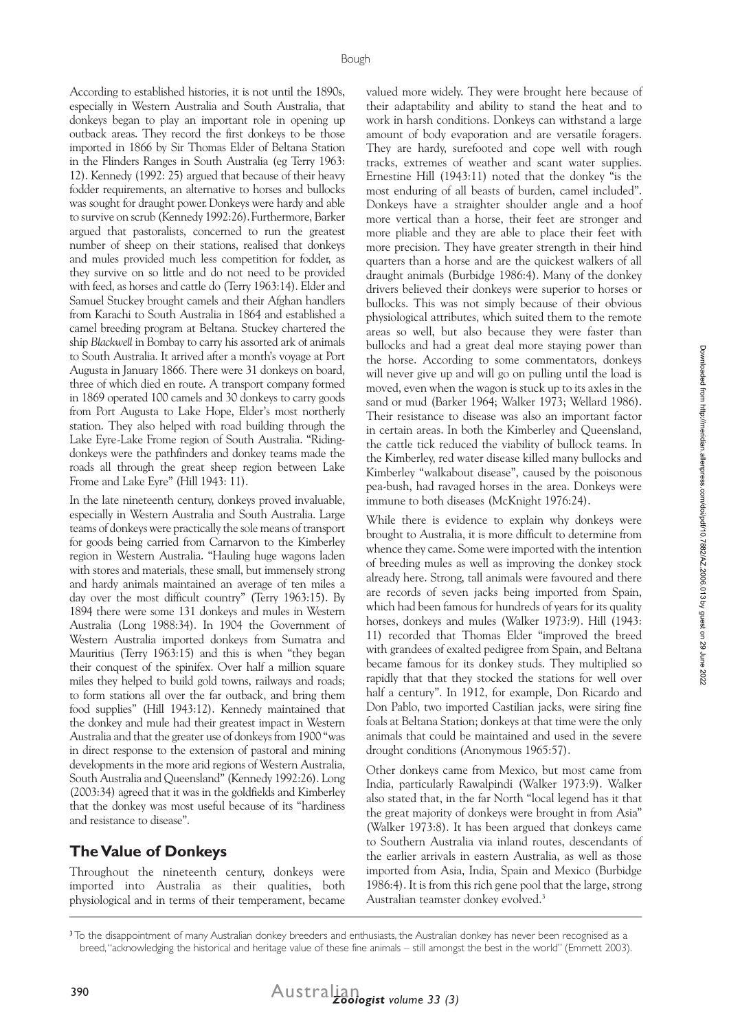According to established histories, it is not until the 1890s, especially in Western Australia and South Australia, that donkeys began to play an important role in opening up outback areas. They record the first donkeys to be those imported in 1866 by Sir Thomas Elder of Beltana Station in the Flinders Ranges in South Australia (eg Terry 1963: 12). Kennedy (1992: 25) argued that because of their heavy fodder requirements, an alternative to horses and bullocks was sought for draught power. Donkeys were hardy and able to survive on scrub (Kennedy 1992:26). Furthermore, Barker argued that pastoralists, concerned to run the greatest number of sheep on their stations, realised that donkeys and mules provided much less competition for fodder, as they survive on so little and do not need to be provided with feed, as horses and cattle do (Terry 1963:14). Elder and Samuel Stuckey brought camels and their Afghan handlers from Karachi to South Australia in 1864 and established a camel breeding program at Beltana. Stuckey chartered the ship *Blackwell* in Bombay to carry his assorted ark of animals to South Australia. It arrived after a month's voyage at Port Augusta in January 1866. There were 31 donkeys on board, three of which died en route. A transport company formed in 1869 operated 100 camels and 30 donkeys to carry goods from Port Augusta to Lake Hope, Elder's most northerly station. They also helped with road building through the Lake Eyre-Lake Frome region of South Australia. "Riding-donkeys were the pathfinders and donkey teams made the roads all through the great sheep region between Lake Frome and Lake Eyre" (Hill 1943: 11).

In the late nineteenth century, donkeys proved invaluable, especially in Western Australia and South Australia. Large teams of donkeys were practically the sole means of transport for goods being carried from Carnarvon to the Kimberley region in Western Australia. "Hauling huge wagons laden with stores and materials, these small, but immensely strong and hardy animals maintained an average of ten miles a day over the most difficult country" (Terry 1963:15). By 1894 there were some 131 donkeys and mules in Western Australia (Long 1988:34). In 1904 the Government of Western Australia imported donkeys from Sumatra and Mauritius (Terry 1963:15) and this is when "they began their conquest of the spinifex. Over half a million square miles they helped to build gold towns, railways and roads; to form stations all over the far outback, and bring them food supplies" (Hill 1943:12). Kennedy maintained that the donkey and mule had their greatest impact in Western Australia and that the greater use of donkeys from 1900 "was in direct response to the extension of pastoral and mining developments in the more arid regions of Western Australia, South Australia and Queensland" (Kennedy 1992:26). Long (2003:34) agreed that it was in the goldfields and Kimberley that the donkey was most useful because of its "hardiness and resistance to disease".

## The Value of Donkeys

Throughout the nineteenth century, donkeys were imported into Australia as their qualities, both physiological and in terms of their temperament, became valued more widely. They were brought here because of their adaptability and ability to stand the heat and to work in harsh conditions. Donkeys can withstand a large amount of body evaporation and are versatile foragers. They are hardy, surefooted and cope well with rough tracks, extremes of weather and scant water supplies. Ernestine Hill (1943:11) noted that the donkey "is the most enduring of all beasts of burden, camel included". Donkeys have a straighter shoulder angle and a hoof more vertical than a horse, their feet are stronger and more pliable and they are able to place their feet with more precision. They have greater strength in their hind quarters than a horse and are the quickest walkers of all draught animals (Burbidge 1986:4). Many of the donkey drivers believed their donkeys were superior to horses or bullocks. This was not simply because of their obvious physiological attributes, which suited them to the remote areas so well, but also because they were faster than bullocks and had a great deal more staying power than the horse. According to some commentators, donkeys will never give up and will go on pulling until the load is moved, even when the wagon is stuck up to its axles in the sand or mud (Barker 1964; Walker 1973; Wellard 1986). Their resistance to disease was also an important factor in certain areas. In both the Kimberley and Queensland, the cattle tick reduced the viability of bullock teams. In the Kimberley, red water disease killed many bullocks and Kimberley "walkabout disease", caused by the poisonous pea-bush, had ravaged horses in the area. Donkeys were immune to both diseases (McKnight 1976:24).

While there is evidence to explain why donkeys were brought to Australia, it is more difficult to determine from whence they came. Some were imported with the intention of breeding mules as well as improving the donkey stock already here. Strong, tall animals were favoured and there are records of seven jacks being imported from Spain, which had been famous for hundreds of years for its quality horses, donkeys and mules (Walker 1973:9). Hill (1943: 11) recorded that Thomas Elder "improved the breed with grandees of exalted pedigree from Spain, and Beltana became famous for its donkey studs. They multiplied so rapidly that that they stocked the stations for well over half a century". In 1912, for example, Don Ricardo and Don Pablo, two imported Castilian jacks, were siring fine foals at Beltana Station; donkeys at that time were the only animals that could be maintained and used in the severe drought conditions (Anonymous 1965:57).

Other donkeys came from Mexico, but most came from India, particularly Rawalpindi (Walker 1973:9). Walker also stated that, in the far North "local legend has it that the great majority of donkeys were brought in from Asia" (Walker 1973:8). It has been argued that donkeys came to Southern Australia via inland routes, descendants of the earlier arrivals in eastern Australia, as well as those imported from Asia, India, Spain and Mexico (Burbidge 1986:4). It is from this rich gene pool that the large, strong Australian teamster donkey evolved.[3]

---

[3] To the disappointment of many Australian donkey breeders and enthusiasts, the Australian donkey has never been recognised as a breed, "acknowledging the historical and heritage value of these fine animals – still amongst the best in the world" (Emmett 2003).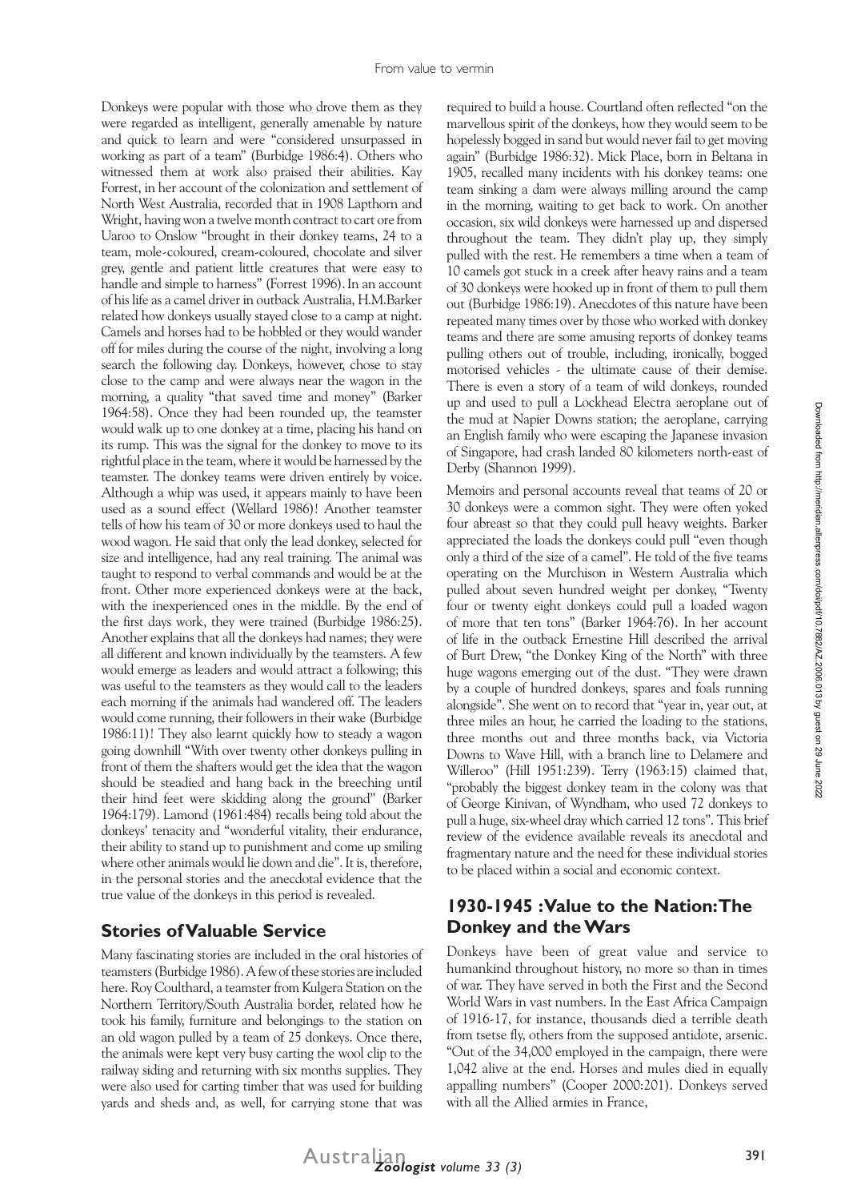Donkeys were popular with those who drove them as they were regarded as intelligent, generally amenable by nature and quick to learn and were "considered unsurpassed in working as part of a team" (Burbidge 1986:4). Others who witnessed them at work also praised their abilities. Kay Forrest, in her account of the colonization and settlement of North West Australia, recorded that in 1908 Lapthorn and Wright, having won a twelve month contract to cart ore from Uaroo to Onslow "brought in their donkey teams, 24 to a team, mole-coloured, cream-coloured, chocolate and silver grey, gentle and patient little creatures that were easy to handle and simple to harness" (Forrest 1996). In an account of his life as a camel driver in outback Australia, H.M.Barker related how donkeys usually stayed close to a camp at night. Camels and horses had to be hobbled or they would wander off for miles during the course of the night, involving a long search the following day. Donkeys, however, chose to stay close to the camp and were always near the wagon in the morning, a quality "that saved time and money" (Barker 1964:58). Once they had been rounded up, the teamster would walk up to one donkey at a time, placing his hand on its rump. This was the signal for the donkey to move to its rightful place in the team, where it would be harnessed by the teamster. The donkey teams were driven entirely by voice. Although a whip was used, it appears mainly to have been used as a sound effect (Wellard 1986)! Another teamster tells of how his team of 30 or more donkeys used to haul the wood wagon. He said that only the lead donkey, selected for size and intelligence, had any real training. The animal was taught to respond to verbal commands and would be at the front. Other more experienced donkeys were at the back, with the inexperienced ones in the middle. By the end of the first days work, they were trained (Burbidge 1986:25). Another explains that all the donkeys had names; they were all different and known individually by the teamsters. A few would emerge as leaders and would attract a following; this was useful to the teamsters as they would call to the leaders each morning if the animals had wandered off. The leaders would come running, their followers in their wake (Burbidge 1986:11)! They also learnt quickly how to steady a wagon going downhill "With over twenty other donkeys pulling in front of them the shafters would get the idea that the wagon should be steadied and hang back in the breeching until their hind feet were skidding along the ground" (Barker 1964:179). Lamond (1961:484) recalls being told about the donkeys' tenacity and "wonderful vitality, their endurance, their ability to stand up to punishment and come up smiling where other animals would lie down and die". It is, therefore, in the personal stories and the anecdotal evidence that the true value of the donkeys in this period is revealed.

## Stories of Valuable Service

Many fascinating stories are included in the oral histories of teamsters (Burbidge 1986). A few of these stories are included here. Roy Coulthard, a teamster from Kulgera Station on the Northern Territory/South Australia border, related how he took his family, furniture and belongings to the station on an old wagon pulled by a team of 25 donkeys. Once there, the animals were kept very busy carting the wool clip to the railway siding and returning with six months supplies. They were also used for carting timber that was used for building yards and sheds and, as well, for carrying stone that was required to build a house. Courtland often reflected "on the marvellous spirit of the donkeys, how they would seem to be hopelessly bogged in sand but would never fail to get moving again" (Burbidge 1986:32). Mick Place, born in Beltana in 1905, recalled many incidents with his donkey teams: one team sinking a dam were always milling around the camp in the morning, waiting to get back to work. On another occasion, six wild donkeys were harnessed up and dispersed throughout the team. They didn't play up, they simply pulled with the rest. He remembers a time when a team of 10 camels got stuck in a creek after heavy rains and a team of 30 donkeys were hooked up in front of them to pull them out (Burbidge 1986:19). Anecdotes of this nature have been repeated many times over by those who worked with donkey teams and there are some amusing reports of donkey teams pulling others out of trouble, including, ironically, bogged motorised vehicles - the ultimate cause of their demise. There is even a story of a team of wild donkeys, rounded up and used to pull a Lockhead Electra aeroplane out of the mud at Napier Downs station; the aeroplane, carrying an English family who were escaping the Japanese invasion of Singapore, had crash landed 80 kilometers north-east of Derby (Shannon 1999).

Memoirs and personal accounts reveal that teams of 20 or 30 donkeys were a common sight. They were often yoked four abreast so that they could pull heavy weights. Barker appreciated the loads the donkeys could pull "even though only a third of the size of a camel". He told of the five teams operating on the Murchison in Western Australia which pulled about seven hundred weight per donkey, "Twenty four or twenty eight donkeys could pull a loaded wagon of more that ten tons" (Barker 1964:76). In her account of life in the outback Ernestine Hill described the arrival of Burt Drew, "the Donkey King of the North" with three huge wagons emerging out of the dust. "They were drawn by a couple of hundred donkeys, spares and foals running alongside". She went on to record that "year in, year out, at three miles an hour, he carried the loading to the stations, three months out and three months back, via Victoria Downs to Wave Hill, with a branch line to Delamere and Willeroo" (Hill 1951:239). Terry (1963:15) claimed that, "probably the biggest donkey team in the colony was that of George Kinivan, of Wyndham, who used 72 donkeys to pull a huge, six-wheel dray which carried 12 tons". This brief review of the evidence available reveals its anecdotal and fragmentary nature and the need for these individual stories to be placed within a social and economic context.

## 1930-1945 : Value to the Nation: The Donkey and the Wars

Donkeys have been of great value and service to humankind throughout history, no more so than in times of war. They have served in both the First and the Second World Wars in vast numbers. In the East Africa Campaign of 1916-17, for instance, thousands died a terrible death from tsetse fly, others from the supposed antidote, arsenic. "Out of the 34,000 employed in the campaign, there were 1,042 alive at the end. Horses and mules died in equally appalling numbers" (Cooper 2000:201). Donkeys served with all the Allied armies in France,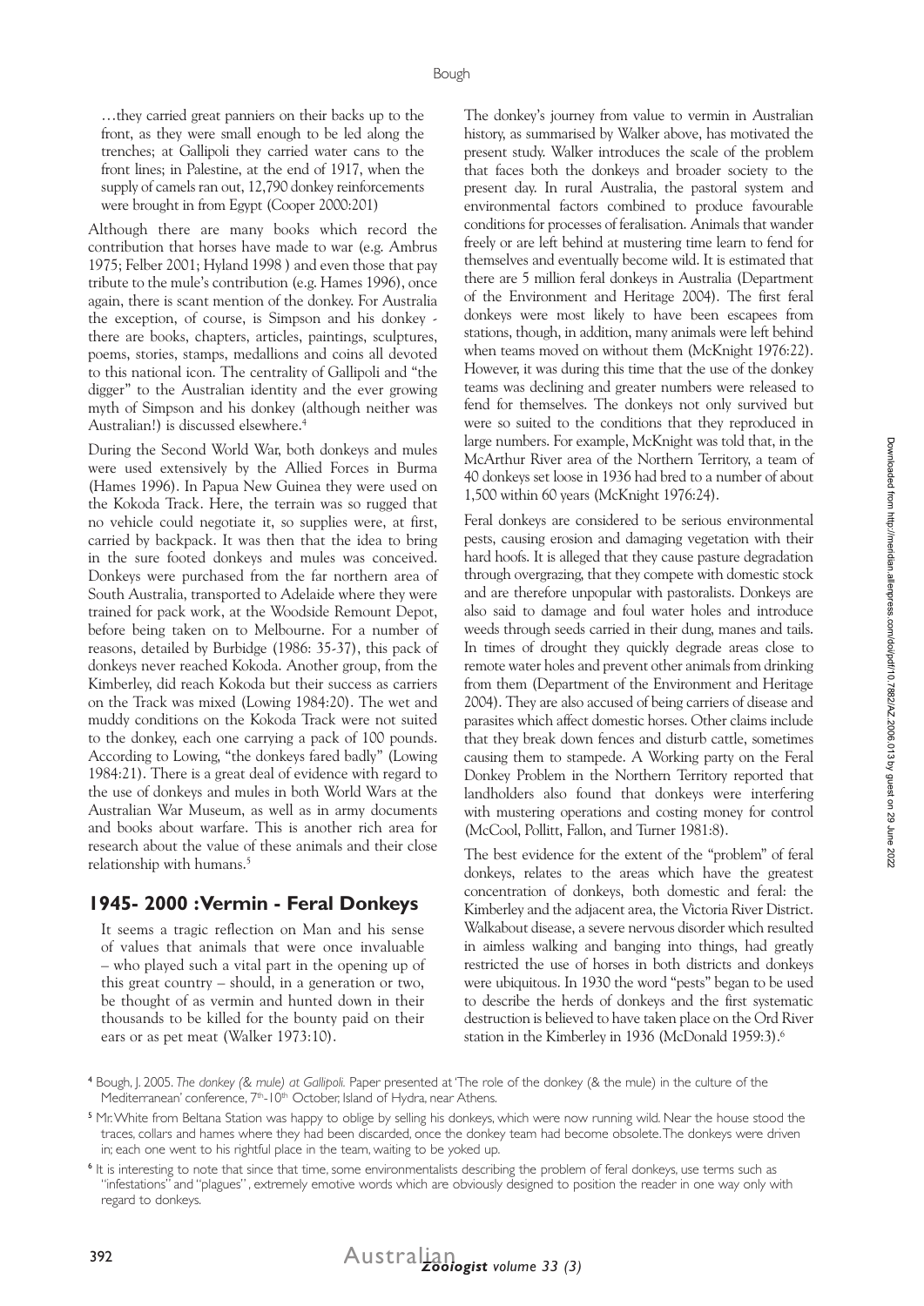…they carried great panniers on their backs up to the front, as they were small enough to be led along the trenches; at Gallipoli they carried water cans to the front lines; in Palestine, at the end of 1917, when the supply of camels ran out, 12,790 donkey reinforcements were brought in from Egypt (Cooper 2000:201)

Although there are many books which record the contribution that horses have made to war (e.g. Ambrus 1975; Felber 2001; Hyland 1998 ) and even those that pay tribute to the mule's contribution (e.g. Hames 1996), once again, there is scant mention of the donkey. For Australia the exception, of course, is Simpson and his donkey - there are books, chapters, articles, paintings, sculptures, poems, stories, stamps, medallions and coins all devoted to this national icon. The centrality of Gallipoli and "the digger" to the Australian identity and the ever growing myth of Simpson and his donkey (although neither was Australian!) is discussed elsewhere.[4]

During the Second World War, both donkeys and mules were used extensively by the Allied Forces in Burma (Hames 1996). In Papua New Guinea they were used on the Kokoda Track. Here, the terrain was so rugged that no vehicle could negotiate it, so supplies were, at first, carried by backpack. It was then that the idea to bring in the sure footed donkeys and mules was conceived. Donkeys were purchased from the far northern area of South Australia, transported to Adelaide where they were trained for pack work, at the Woodside Remount Depot, before being taken on to Melbourne. For a number of reasons, detailed by Burbidge (1986: 35-37), this pack of donkeys never reached Kokoda. Another group, from the Kimberley, did reach Kokoda but their success as carriers on the Track was mixed (Lowing 1984:20). The wet and muddy conditions on the Kokoda Track were not suited to the donkey, each one carrying a pack of 100 pounds. According to Lowing, "the donkeys fared badly" (Lowing 1984:21). There is a great deal of evidence with regard to the use of donkeys and mules in both World Wars at the Australian War Museum, as well as in army documents and books about warfare. This is another rich area for research about the value of these animals and their close relationship with humans.[5]

## 1945- 2000 :Vermin - Feral Donkeys

> It seems a tragic reflection on Man and his sense of values that animals that were once invaluable – who played such a vital part in the opening up of this great country – should, in a generation or two, be thought of as vermin and hunted down in their thousands to be killed for the bounty paid on their ears or as pet meat (Walker 1973:10).

The donkey's journey from value to vermin in Australian history, as summarised by Walker above, has motivated the present study. Walker introduces the scale of the problem that faces both the donkeys and broader society to the present day. In rural Australia, the pastoral system and environmental factors combined to produce favourable conditions for processes of feralisation. Animals that wander freely or are left behind at mustering time learn to fend for themselves and eventually become wild. It is estimated that there are 5 million feral donkeys in Australia (Department of the Environment and Heritage 2004). The first feral donkeys were most likely to have been escapees from stations, though, in addition, many animals were left behind when teams moved on without them (McKnight 1976:22). However, it was during this time that the use of the donkey teams was declining and greater numbers were released to fend for themselves. The donkeys not only survived but were so suited to the conditions that they reproduced in large numbers. For example, McKnight was told that, in the McArthur River area of the Northern Territory, a team of 40 donkeys set loose in 1936 had bred to a number of about 1,500 within 60 years (McKnight 1976:24).

Feral donkeys are considered to be serious environmental pests, causing erosion and damaging vegetation with their hard hoofs. It is alleged that they cause pasture degradation through overgrazing, that they compete with domestic stock and are therefore unpopular with pastoralists. Donkeys are also said to damage and foul water holes and introduce weeds through seeds carried in their dung, manes and tails. In times of drought they quickly degrade areas close to remote water holes and prevent other animals from drinking from them (Department of the Environment and Heritage 2004). They are also accused of being carriers of disease and parasites which affect domestic horses. Other claims include that they break down fences and disturb cattle, sometimes causing them to stampede. A Working party on the Feral Donkey Problem in the Northern Territory reported that landholders also found that donkeys were interfering with mustering operations and costing money for control (McCool, Pollitt, Fallon, and Turner 1981:8).

The best evidence for the extent of the "problem" of feral donkeys, relates to the areas which have the greatest concentration of donkeys, both domestic and feral: the Kimberley and the adjacent area, the Victoria River District. Walkabout disease, a severe nervous disorder which resulted in aimless walking and banging into things, had greatly restricted the use of horses in both districts and donkeys were ubiquitous. In 1930 the word "pests" began to be used to describe the herds of donkeys and the first systematic destruction is believed to have taken place on the Ord River station in the Kimberley in 1936 (McDonald 1959:3).[6]

---

[4] Bough, J. 2005. *The donkey (& mule) at Gallipoli.* Paper presented at 'The role of the donkey (& the mule) in the culture of the Mediterranean' conference, 7th-10th October, Island of Hydra, near Athens.

[5] Mr. White from Beltana Station was happy to oblige by selling his donkeys, which were now running wild. Near the house stood the traces, collars and hames where they had been discarded, once the donkey team had become obsolete. The donkeys were driven in; each one went to his rightful place in the team, waiting to be yoked up.

[6] It is interesting to note that since that time, some environmentalists describing the problem of feral donkeys, use terms such as "infestations" and "plagues", extremely emotive words which are obviously designed to position the reader in one way only with regard to donkeys.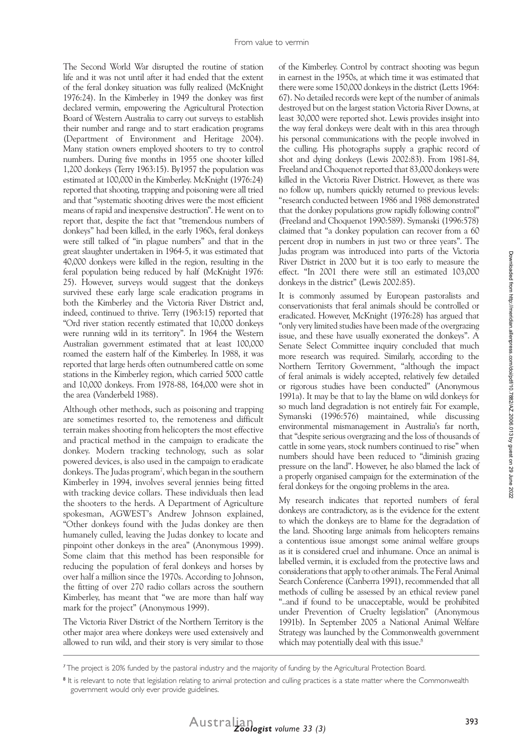The Second World War disrupted the routine of station life and it was not until after it had ended that the extent of the feral donkey situation was fully realized (McKnight 1976:24). In the Kimberley in 1949 the donkey was first declared vermin, empowering the Agricultural Protection Board of Western Australia to carry out surveys to establish their number and range and to start eradication programs (Department of Environment and Heritage 2004). Many station owners employed shooters to try to control numbers. During five months in 1955 one shooter killed 1,200 donkeys (Terry 1963:15). By1957 the population was estimated at 100,000 in the Kimberley. McKnight (1976:24) reported that shooting, trapping and poisoning were all tried and that "systematic shooting drives were the most efficient means of rapid and inexpensive destruction". He went on to report that, despite the fact that "tremendous numbers of donkeys" had been killed, in the early 1960s, feral donkeys were still talked of "in plague numbers" and that in the great slaughter undertaken in 1964-5, it was estimated that 40,000 donkeys were killed in the region, resulting in the feral population being reduced by half (McKnight 1976: 25). However, surveys would suggest that the donkeys survived these early large scale eradication programs in both the Kimberley and the Victoria River District and, indeed, continued to thrive. Terry (1963:15) reported that "Ord river station recently estimated that 10,000 donkeys were running wild in its territory". In 1964 the Western Australian government estimated that at least 100,000 roamed the eastern half of the Kimberley. In 1988, it was reported that large herds often outnumbered cattle on some stations in the Kimberley region, which carried 5000 cattle and 10,000 donkeys. From 1978-88, 164,000 were shot in the area (Vanderbeld 1988).

Although other methods, such as poisoning and trapping are sometimes resorted to, the remoteness and difficult terrain makes shooting from helicopters the most effective and practical method in the campaign to eradicate the donkey. Modern tracking technology, such as solar powered devices, is also used in the campaign to eradicate donkeys. The Judas program[7], which began in the southern Kimberley in 1994, involves several jennies being fitted with tracking device collars. These individuals then lead the shooters to the herds. A Department of Agriculture spokesman, AGWEST's Andrew Johnson explained, "Other donkeys found with the Judas donkey are then humanely culled, leaving the Judas donkey to locate and pinpoint other donkeys in the area" (Anonymous 1999). Some claim that this method has been responsible for reducing the population of feral donkeys and horses by over half a million since the 1970s. According to Johnson, the fitting of over 270 radio collars across the southern Kimberley, has meant that "we are more than half way mark for the project" (Anonymous 1999).

The Victoria River District of the Northern Territory is the other major area where donkeys were used extensively and allowed to run wild, and their story is very similar to those of the Kimberley. Control by contract shooting was begun in earnest in the 1950s, at which time it was estimated that there were some 150,000 donkeys in the district (Letts 1964: 67). No detailed records were kept of the number of animals destroyed but on the largest station Victoria River Downs, at least 30,000 were reported shot. Lewis provides insight into the way feral donkeys were dealt with in this area through his personal communications with the people involved in the culling. His photographs supply a graphic record of shot and dying donkeys (Lewis 2002:83). From 1981-84, Freeland and Choquenot reported that 83,000 donkeys were killed in the Victoria River District. However, as there was no follow up, numbers quickly returned to previous levels: "research conducted between 1986 and 1988 demonstrated that the donkey populations grow rapidly following control" (Freeland and Choquenot 1990:589). Symanski (1996:578) claimed that "a donkey population can recover from a 60 percent drop in numbers in just two or three years". The Judas program was introduced into parts of the Victoria River District in 2000 but it is too early to measure the effect. "In 2001 there were still an estimated 103,000 donkeys in the district" (Lewis 2002:85).

It is commonly assumed by European pastoralists and conservationists that feral animals should be controlled or eradicated. However, McKnight (1976:28) has argued that "only very limited studies have been made of the overgrazing issue, and these have usually exonerated the donkeys". A Senate Select Committee inquiry concluded that much more research was required. Similarly, according to the Northern Territory Government, "although the impact of feral animals is widely accepted, relatively few detailed or rigorous studies have been conducted" (Anonymous 1991a). It may be that to lay the blame on wild donkeys for so much land degradation is not entirely fair. For example, Symanski (1996:576) maintained, while discussing environmental mismanagement in Australia's far north, that "despite serious overgrazing and the loss of thousands of cattle in some years, stock numbers continued to rise" when numbers should have been reduced to "diminish grazing pressure on the land". However, he also blamed the lack of a properly organised campaign for the extermination of the feral donkeys for the ongoing problems in the area.

My research indicates that reported numbers of feral donkeys are contradictory, as is the evidence for the extent to which the donkeys are to blame for the degradation of the land. Shooting large animals from helicopters remains a contentious issue amongst some animal welfare groups as it is considered cruel and inhumane. Once an animal is labelled vermin, it is excluded from the protective laws and considerations that apply to other animals. The Feral Animal Search Conference (Canberra 1991), recommended that all methods of culling be assessed by an ethical review panel "..and if found to be unacceptable, would be prohibited under Prevention of Cruelty legislation" (Anonymous 1991b). In September 2005 a National Animal Welfare Strategy was launched by the Commonwealth government which may potentially deal with this issue.[8]

---

[7] The project is 20% funded by the pastoral industry and the majority of funding by the Agricultural Protection Board.

[8] It is relevant to note that legislation relating to animal protection and culling practices is a state matter where the Commonwealth government would only ever provide guidelines.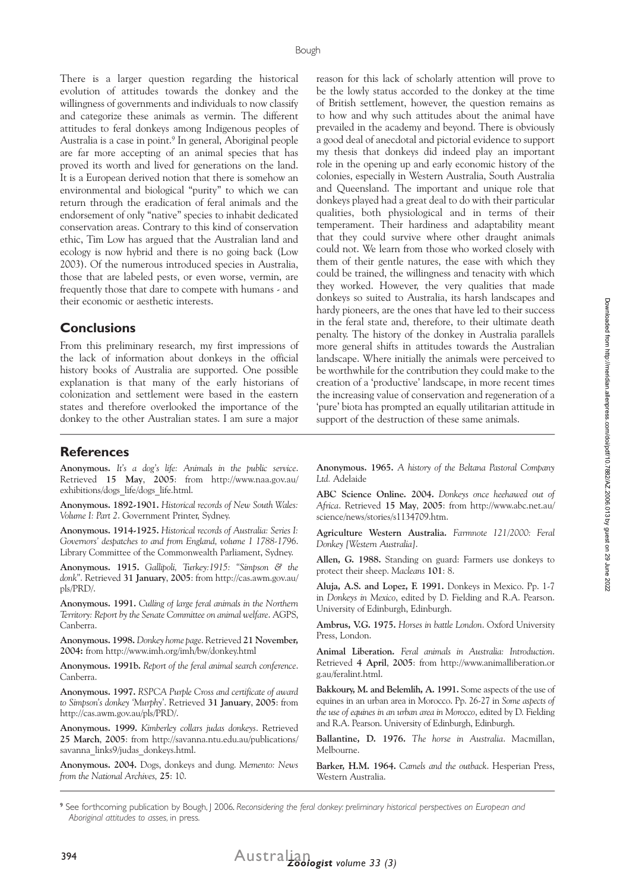There is a larger question regarding the historical evolution of attitudes towards the donkey and the willingness of governments and individuals to now classify and categorize these animals as vermin. The different attitudes to feral donkeys among Indigenous peoples of Australia is a case in point.[9] In general, Aboriginal people are far more accepting of an animal species that has proved its worth and lived for generations on the land. It is a European derived notion that there is somehow an environmental and biological "purity" to which we can return through the eradication of feral animals and the endorsement of only "native" species to inhabit dedicated conservation areas. Contrary to this kind of conservation ethic, Tim Low has argued that the Australian land and ecology is now hybrid and there is no going back (Low 2003). Of the numerous introduced species in Australia, those that are labeled pests, or even worse, vermin, are frequently those that dare to compete with humans - and their economic or aesthetic interests.

## Conclusions

From this preliminary research, my first impressions of the lack of information about donkeys in the official history books of Australia are supported. One possible explanation is that many of the early historians of colonization and settlement were based in the eastern states and therefore overlooked the importance of the donkey to the other Australian states. I am sure a major reason for this lack of scholarly attention will prove to be the lowly status accorded to the donkey at the time of British settlement, however, the question remains as to how and why such attitudes about the animal have prevailed in the academy and beyond. There is obviously a good deal of anecdotal and pictorial evidence to support my thesis that donkeys did indeed play an important role in the opening up and early economic history of the colonies, especially in Western Australia, South Australia and Queensland. The important and unique role that donkeys played had a great deal to do with their particular qualities, both physiological and in terms of their temperament. Their hardiness and adaptability meant that they could survive where other draught animals could not. We learn from those who worked closely with them of their gentle natures, the ease with which they could be trained, the willingness and tenacity with which they worked. However, the very qualities that made donkeys so suited to Australia, its harsh landscapes and hardy pioneers, are the ones that have led to their success in the feral state and, therefore, to their ultimate death penalty. The history of the donkey in Australia parallels more general shifts in attitudes towards the Australian landscape. Where initially the animals were perceived to be worthwhile for the contribution they could make to the creation of a 'productive' landscape, in more recent times the increasing value of conservation and regeneration of a 'pure' biota has prompted an equally utilitarian attitude in support of the destruction of these same animals.

## References

**Anonymous.** *It's a dog's life: Animals in the public service*. Retrieved **15 May**, **2005**: from http://www.naa.gov.au/exhibitions/dogs_life/dogs_life.html.

**Anonymous. 1892-1901.** *Historical records of New South Wales: Volume I: Part 2*. Government Printer, Sydney.

**Anonymous. 1914-1925.** *Historical records of Australia: Series I: Governors' despatches to and from England, volume 1 1788-1796*. Library Committee of the Commonwealth Parliament, Sydney.

**Anonymous. 1915.** *Gallipoli, Turkey:1915: "Simpson & the donk"*. Retrieved **31 January**, **2005**: from http://cas.awm.gov.au/pls/PRD/.

**Anonymous. 1991.** *Culling of large feral animals in the Northern Territory: Report by the Senate Committee on animal welfare*. AGPS, Canberra.

**Anonymous. 1998.** *Donkey home page*. Retrieved **21 November, 2004:** from http://www.imh.org/imh/bw/donkey.html

**Anonymous. 1991b.** *Report of the feral animal search conference*. Canberra.

**Anonymous. 1997.** *RSPCA Purple Cross and certificate of award to Simpson's donkey 'Murphy'*. Retrieved **31 January**, **2005**: from http://cas.awm.gov.au/pls/PRD/.

**Anonymous. 1999.** *Kimberley collars judas donkeys*. Retrieved **25 March**, **2005**: from http://savanna.ntu.edu.au/publications/savanna_links9/judas_donkeys.html.

**Anonymous. 2004.** Dogs, donkeys and dung. *Memento: News from the National Archives*, **25**: 10.

**Anonymous. 1965.** *A history of the Beltana Pastoral Company Ltd.* Adelaide

**ABC Science Online. 2004.** *Donkeys once heehawed out of Africa*. Retrieved **15 May**, **2005**: from http://www.abc.net.au/science/news/stories/s1134709.htm.

**Agriculture Western Australia.** *Farmnote 121/2000: Feral Donkey [Western Australia]*.

**Allen, G. 1988.** Standing on guard: Farmers use donkeys to protect their sheep. *Macleans* **101**: 8.

**Aluja, A.S. and Lopez, F. 1991.** Donkeys in Mexico. Pp. 1-7 in *Donkeys in Mexico*, edited by D. Fielding and R.A. Pearson. University of Edinburgh, Edinburgh.

**Ambrus, V.G. 1975.** *Horses in battle London*. Oxford University Press, London.

**Animal Liberation.** *Feral animals in Australia: Introduction*. Retrieved **4 April**, **2005**: from http://www.animalliberation.org.au/feralint.html.

**Bakkoury, M. and Belemlih, A. 1991.** Some aspects of the use of equines in an urban area in Morocco. Pp. 26-27 in *Some aspects of the use of equines in an urban area in Morocco*, edited by D. Fielding and R.A. Pearson. University of Edinburgh, Edinburgh.

**Ballantine, D. 1976.** *The horse in Australia*. Macmillan, Melbourne.

**Barker, H.M. 1964.** *Camels and the outback*. Hesperian Press, Western Australia.

[9] See forthcoming publication by Bough, J 2006. *Reconsidering the feral donkey: preliminary historical perspectives on European and Aboriginal attitudes to asses*, in press.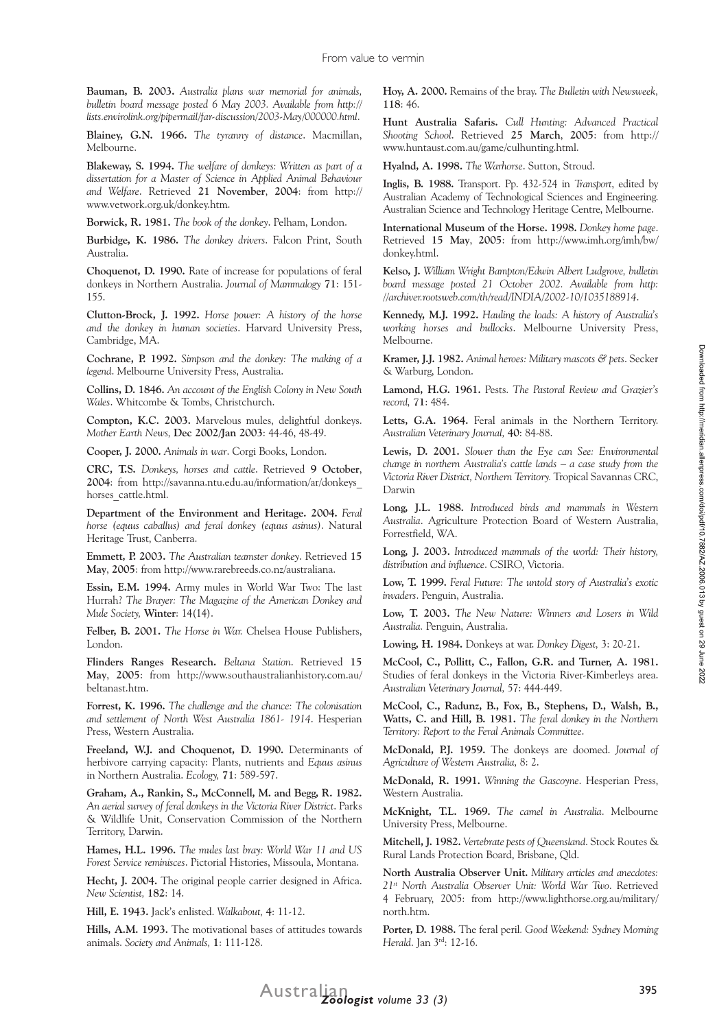**Bauman, B. 2003.** *Australia plans war memorial for animals, bulletin board message posted 6 May 2003. Available from http://lists.envirolink.org/pipermail/far-discussion/2003-May/000000.html.*

**Blainey, G.N. 1966.** *The tyranny of distance*. Macmillan, Melbourne.

**Blakeway, S. 1994.** *The welfare of donkeys: Written as part of a dissertation for a Master of Science in Applied Animal Behaviour and Welfare*. Retrieved **21 November**, **2004**: from http://www.vetwork.org.uk/donkey.htm.

**Borwick, R. 1981.** *The book of the donkey*. Pelham, London.

**Burbidge, K. 1986.** *The donkey drivers*. Falcon Print, South Australia.

**Choquenot, D. 1990.** Rate of increase for populations of feral donkeys in Northern Australia. *Journal of Mammalogy* **71**: 151-155.

**Clutton-Brock, J. 1992.** *Horse power: A history of the horse and the donkey in human societies*. Harvard University Press, Cambridge, MA.

**Cochrane, P. 1992.** *Simpson and the donkey: The making of a legend*. Melbourne University Press, Australia.

**Collins, D. 1846.** *An account of the English Colony in New South Wales*. Whitcombe & Tombs, Christchurch.

**Compton, K.C. 2003.** Marvelous mules, delightful donkeys. *Mother Earth News,* **Dec 2002/Jan 2003**: 44-46, 48-49.

**Cooper, J. 2000.** *Animals in war*. Corgi Books, London.

**CRC, T.S.** *Donkeys, horses and cattle*. Retrieved **9 October**, **2004**: from http://savanna.ntu.edu.au/information/ar/donkeys_horses_cattle.html.

**Department of the Environment and Heritage. 2004.** *Feral horse (equus caballus) and feral donkey (equus asinus)*. Natural Heritage Trust, Canberra.

**Emmett, P. 2003.** *The Australian teamster donkey*. Retrieved **15 May**, **2005**: from http://www.rarebreeds.co.nz/australiana.

**Essin, E.M. 1994.** Army mules in World War Two: The last Hurrah? *The Brayer: The Magazine of the American Donkey and Mule Society,* **Winter**: 14(14).

**Felber, B. 2001.** *The Horse in War.* Chelsea House Publishers, London.

**Flinders Ranges Research.** *Beltana Station*. Retrieved **15 May**, **2005**: from http://www.southaustralianhistory.com.au/beltanast.htm.

**Forrest, K. 1996.** *The challenge and the chance: The colonisation and settlement of North West Australia 1861- 1914*. Hesperian Press, Western Australia.

**Freeland, W.J. and Choquenot, D. 1990.** Determinants of herbivore carrying capacity: Plants, nutrients and *Equus asinus* in Northern Australia. *Ecology,* **71**: 589-597.

**Graham, A., Rankin, S., McConnell, M. and Begg, R. 1982.** *An aerial survey of feral donkeys in the Victoria River District*. Parks & Wildlife Unit, Conservation Commission of the Northern Territory, Darwin.

**Hames, H.L. 1996.** *The mules last bray: World War 11 and US Forest Service reminisces*. Pictorial Histories, Missoula, Montana.

**Hecht, J. 2004.** The original people carrier designed in Africa. *New Scientist,* **182**: 14.

**Hill, E. 1943.** Jack's enlisted. *Walkabout,* **4**: 11-12.

**Hills, A.M. 1993.** The motivational bases of attitudes towards animals. *Society and Animals,* **1**: 111-128.

**Hoy, A. 2000.** Remains of the bray. *The Bulletin with Newsweek,* **118**: 46.

**Hunt Australia Safaris.** *Cull Hunting: Advanced Practical Shooting School*. Retrieved **25 March**, **2005**: from http://www.huntaust.com.au/game/culhunting.html.

**Hyalnd, A. 1998.** *The Warhorse*. Sutton, Stroud.

**Inglis, B. 1988.** Transport. Pp. 432-524 in *Transport*, edited by Australian Academy of Technological Sciences and Engineering. Australian Science and Technology Heritage Centre, Melbourne.

**International Museum of the Horse. 1998.** *Donkey home page*. Retrieved **15 May**, **2005**: from http://www.imh.org/imh/bw/donkey.html.

**Kelso, J.** *William Wright Bampton/Edwin Albert Ludgrove, bulletin board message posted 21 October 2002. Available from http://archiver.rootsweb.com/th/read/INDIA/2002-10/1035188914*.

**Kennedy, M.J. 1992.** *Hauling the loads: A history of Australia's working horses and bullocks*. Melbourne University Press, Melbourne.

**Kramer, J.J. 1982.** *Animal heroes: Military mascots & pets*. Secker & Warburg, London.

**Lamond, H.G. 1961.** Pests. *The Pastoral Review and Grazier's record,* **71**: 484.

**Letts, G.A. 1964.** Feral animals in the Northern Territory. *Australian Veterinary Journal,* **40**: 84-88.

**Lewis, D. 2001.** *Slower than the Eye can See: Environmental change in northern Australia's cattle lands – a case study from the Victoria River District, Northern Territory.* Tropical Savannas CRC, Darwin

**Long, J.L. 1988.** *Introduced birds and mammals in Western Australia*. Agriculture Protection Board of Western Australia, Forrestfield, WA.

**Long, J. 2003.** *Introduced mammals of the world: Their history, distribution and influence*. CSIRO, Victoria.

**Low, T. 1999.** *Feral Future: The untold story of Australia's exotic invaders*. Penguin, Australia.

**Low, T. 2003.** *The New Nature: Winners and Losers in Wild Australia.* Penguin, Australia.

**Lowing, H. 1984.** Donkeys at war. *Donkey Digest,* 3: 20-21.

**McCool, C., Pollitt, C., Fallon, G.R. and Turner, A. 1981.** Studies of feral donkeys in the Victoria River-Kimberleys area. *Australian Veterinary Journal,* 57: 444-449.

**McCool, C., Radunz, B., Fox, B., Stephens, D., Walsh, B., Watts, C. and Hill, B. 1981.** *The feral donkey in the Northern Territory: Report to the Feral Animals Committee*.

**McDonald, P.J. 1959.** The donkeys are doomed. *Journal of Agriculture of Western Australia,* 8: 2.

**McDonald, R. 1991.** *Winning the Gascoyne*. Hesperian Press, Western Australia.

**McKnight, T.L. 1969.** *The camel in Australia*. Melbourne University Press, Melbourne.

**Mitchell, J. 1982.** *Vertebrate pests of Queensland*. Stock Routes & Rural Lands Protection Board, Brisbane, Qld.

**North Australia Observer Unit.** *Military articles and anecdotes: 21st North Australia Observer Unit: World War Two*. Retrieved 4 February, 2005: from http://www.lighthorse.org.au/military/north.htm.

**Porter, D. 1988.** The feral peril. *Good Weekend: Sydney Morning Herald*. Jan 3rd: 12-16.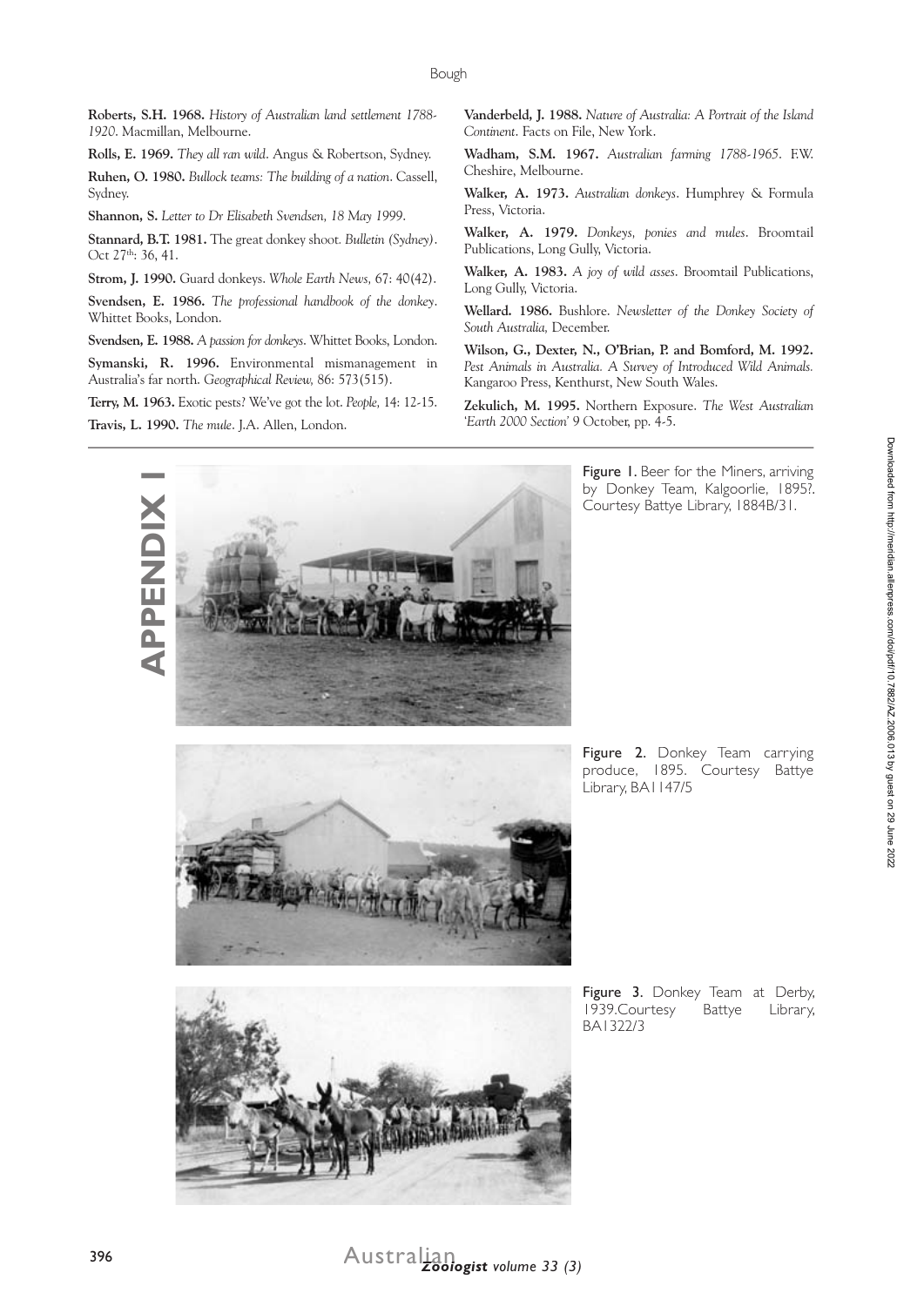**Roberts, S.H. 1968.** *History of Australian land settlement 1788-1920*. Macmillan, Melbourne.

**Rolls, E. 1969.** *They all ran wild*. Angus & Robertson, Sydney.

**Ruhen, O. 1980.** *Bullock teams: The building of a nation*. Cassell, Sydney.

**Shannon, S.** *Letter to Dr Elisabeth Svendsen, 18 May 1999*.

**Stannard, B.T. 1981.** The great donkey shoot. *Bulletin (Sydney)*. Oct 27th: 36, 41.

**Strom, J. 1990.** Guard donkeys. *Whole Earth News,* 67: 40(42).

**Svendsen, E. 1986.** *The professional handbook of the donkey*. Whittet Books, London.

**Svendsen, E. 1988.** *A passion for donkeys*. Whittet Books, London.

**Symanski, R. 1996.** Environmental mismanagement in Australia's far north. *Geographical Review,* 86: 573(515).

**Terry, M. 1963.** Exotic pests? We've got the lot. *People,* 14: 12-15.

**Travis, L. 1990.** *The mule*. J.A. Allen, London.

**Vanderbeld, J. 1988.** *Nature of Australia: A Portrait of the Island Continent*. Facts on File, New York.

**Wadham, S.M. 1967.** *Australian farming 1788-1965*. F.W. Cheshire, Melbourne.

**Walker, A. 1973.** *Australian donkeys*. Humphrey & Formula Press, Victoria.

**Walker, A. 1979.** *Donkeys, ponies and mules*. Broomtail Publications, Long Gully, Victoria.

**Walker, A. 1983.** *A joy of wild asses*. Broomtail Publications, Long Gully, Victoria.

**Wellard. 1986.** Bushlore. *Newsletter of the Donkey Society of South Australia,* December.

**Wilson, G., Dexter, N., O'Brian, P. and Bomford, M. 1992.** *Pest Animals in Australia. A Survey of Introduced Wild Animals.* Kangaroo Press, Kenthurst, New South Wales.

**Zekulich, M. 1995.** Northern Exposure. *The West Australian 'Earth 2000 Section'* 9 October, pp. 4-5.

## APPENDIX I

Figure 1. Beer for the Miners, arriving by Donkey Team, Kalgoorlie, 1895?. Courtesy Battye Library, 1884B/31.

Figure 2. Donkey Team carrying produce, 1895. Courtesy Battye Library, BA1147/5

Figure 3. Donkey Team at Derby, 1939.Courtesy Battye Library, BA1322/3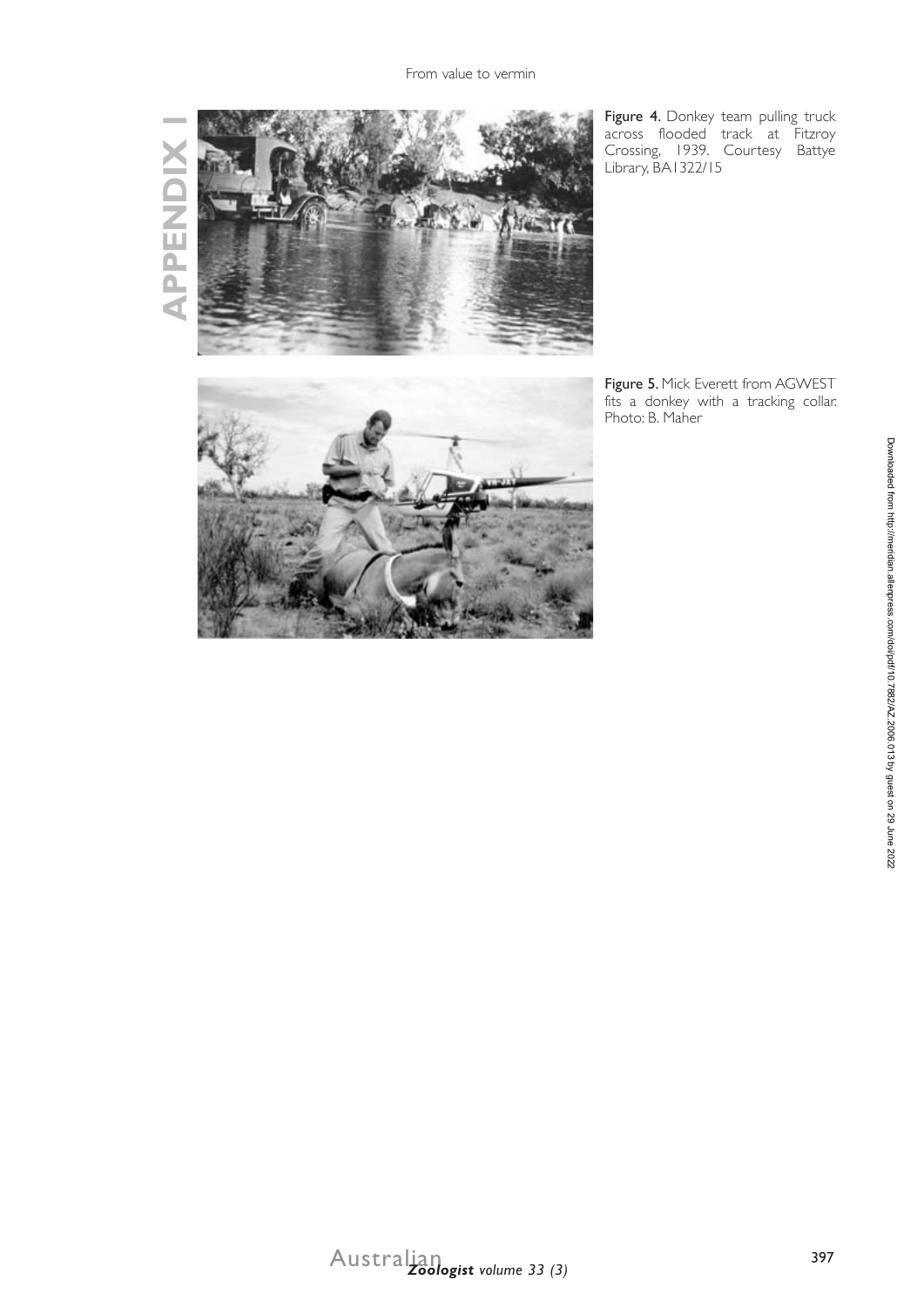# APPENDIX I

Figure 4. Donkey team pulling truck across flooded track at Fitzroy Crossing, 1939. Courtesy Battye Library, BA1322/15

Figure 5. Mick Everett from AGWEST fits a donkey with a tracking collar. Photo: B. Maher